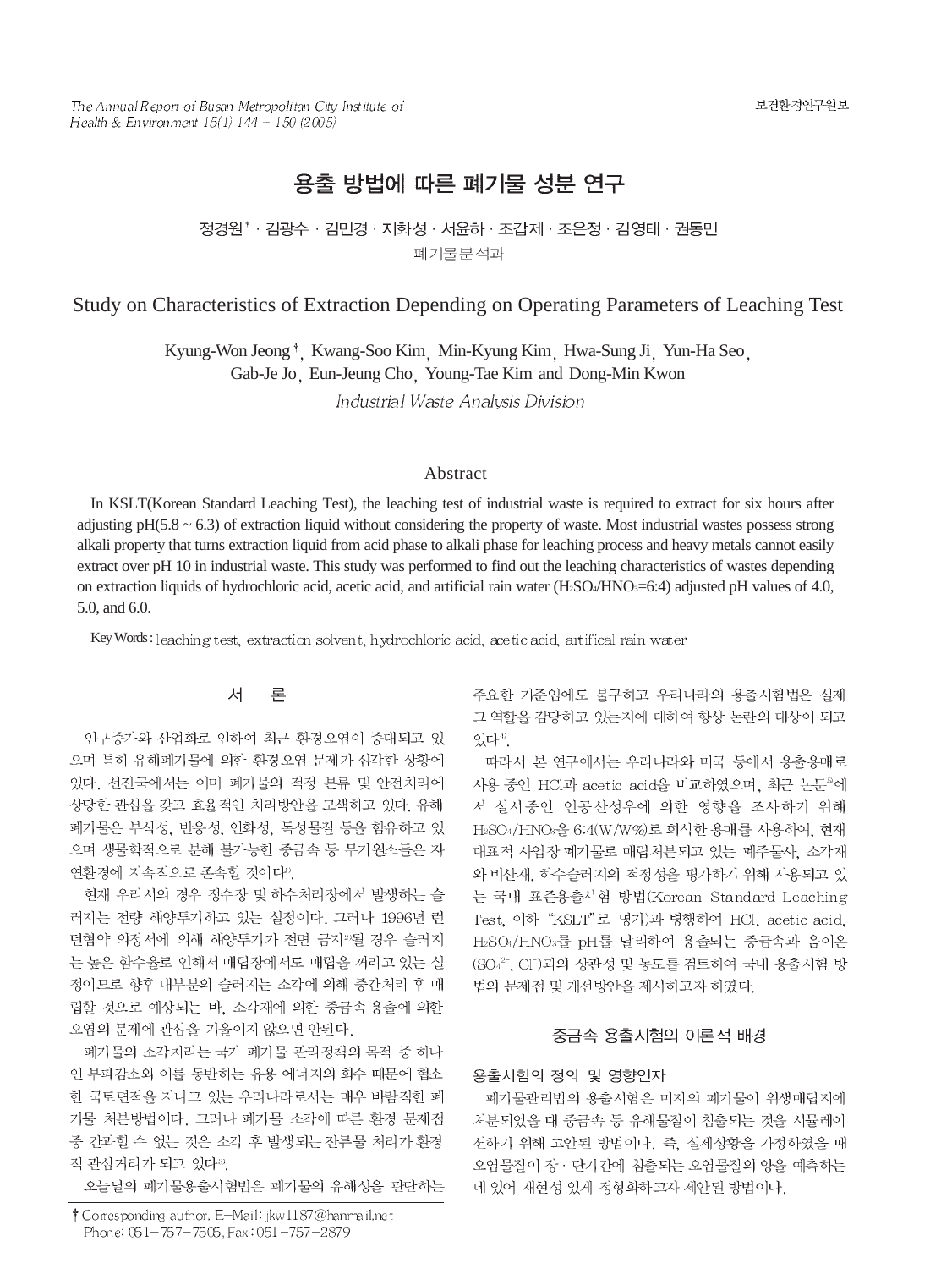# 용출 방법에 따른 폐기물 성분 연구

정경원† · 김광수 · 김민경 · 지화성 · 서윤하 · 조갑제 · 조은정 · 김영태 · 권동민

폐기물분석과

# Study on Characteristics of Extraction Depending on Operating Parameters of Leaching Test

Kyung-Won Jeong†, Kwang-Soo Kim, Min-Kyung Kim, Hwa-Sung Ji, Yun-Ha Seo, Gab-Je Jo, Eun-Jeung Cho, Young-Tae Kim and Dong-Min Kwon

*Industrial Waste Analysis Division*

## Abstract

In KSLT(Korean Standard Leaching Test), the leaching test of industrial waste is required to extract for six hours after adjusting pH(5.8 ~ 6.3) of extraction liquid without considering the property of waste. Most industrial wastes possess strong alkali property that turns extraction liquid from acid phase to alkali phase for leaching process and heavy metals cannot easily extract over pH 10 in industrial waste. This study was performed to find out the leaching characteristics of wastes depending on extraction liquids of hydrochloric acid, acetic acid, and artificial rain water ($H_2SO_4$/$HNO_3$=6:4) adjusted pH values of 4.0, 5.0, and 6.0.

**Key Words** : leaching test, extraction solvent, hydrochloric acid, acetic acid, artifical rain water

## 서 론

인구증가와 산업화로 인하여 최근 환경오염이 증대되고 있으며 특히 유해폐기물에 의한 환경오염 문제가 심각한 상황에 있다. 선진국에서는 이미 폐기물의 적정 분류 및 안전처리에 상당한 관심을 갖고 효율적인 처리방안을 모색하고 있다. 유해폐기물은 부식성, 반응성, 인화성, 독성물질 등을 함유하고 있으며 생물학적으로 분해 불가능한 중금속 등 무기원소들은 자연환경에 지속적으로 존속할 것이다[1].

현재 우리시의 경우 정수장 및 하수처리장에서 발생하는 슬러지는 전량 해양투기하고 있는 실정이다. 그러나 1996년 런던협약 의정서에 의해 해양투기가 전면 금지[2]될 경우 슬러지는 높은 함수율로 인해서 매립장에서도 매립을 꺼리고 있는 실정이므로 향후 대부분의 슬러지는 소각에 의해 중간처리 후 매립할 것으로 예상되는 바, 소각재에 의한 중금속 용출에 의한 오염의 문제에 관심을 기울이지 않으면 안된다.

폐기물의 소각처리는 국가 폐기물 관리정책의 목적 중 하나인 부피감소와 이를 동반하는 유용 에너지의 회수 때문에 협소한 국토면적을 지니고 있는 우리나라로서는 매우 바람직한 폐기물 처분방법이다. 그러나 폐기물 소각에 따른 환경 문제점 중 간과할 수 없는 것은 소각 후 발생되는 잔류물 처리가 환경적 관심거리가 되고 있다[3].

오늘날의 폐기물용출시험법은 폐기물의 유해성을 판단하는 주요한 기준임에도 불구하고 우리나라의 용출시험법은 실제 그 역할을 감당하고 있는지에 대하여 항상 논란의 대상이 되고 있다[4].

따라서 본 연구에서는 우리나라와 미국 등에서 용출용매로 사용 중인 HCl과 acetic acid을 비교하였으며, 최근 논문[5]에서 실시중인 인공산성우에 의한 영향을 조사하기 위해 $H_2SO_4$/$HNO_3$을 6:4(W/W%)로 희석한 용매를 사용하여, 현재 대표적 사업장 폐기물로 매립처분되고 있는 폐주물사, 소각재와 비산재, 하수슬러지의 적정성을 평가하기 위해 사용되고 있는 국내 표준용출시험 방법(Korean Standard Leaching Test, 이하 "KSLT"로 명기)과 병행하여 HCl, acetic acid, $H_2SO_4$/$HNO_3$를 pH를 달리하여 용출되는 중금속과 음이온($SO_4^{2-}$, $Cl^-$)과의 상관성 및 농도를 검토하여 국내 용출시험 방법의 문제점 및 개선방안을 제시하고자 하였다.

## 중금속 용출시험의 이론적 배경

### 용출시험의 정의 및 영향인자

폐기물관리법의 용출시험은 미지의 폐기물이 위생매립지에 처분되었을 때 중금속 등 유해물질이 침출되는 것을 시뮬레이션하기 위해 고안된 방법이다. 즉, 실제상황을 가정하였을 때 오염물질이 장 · 단기간에 침출되는 오염물질의 양을 예측하는데 있어 재현성 있게 정형화하고자 제안된 방법이다.

† Corresponding author. E-Mail: jkw1187@hanmail.net
Phone: 051-757-7505, Fax: 051-757-2879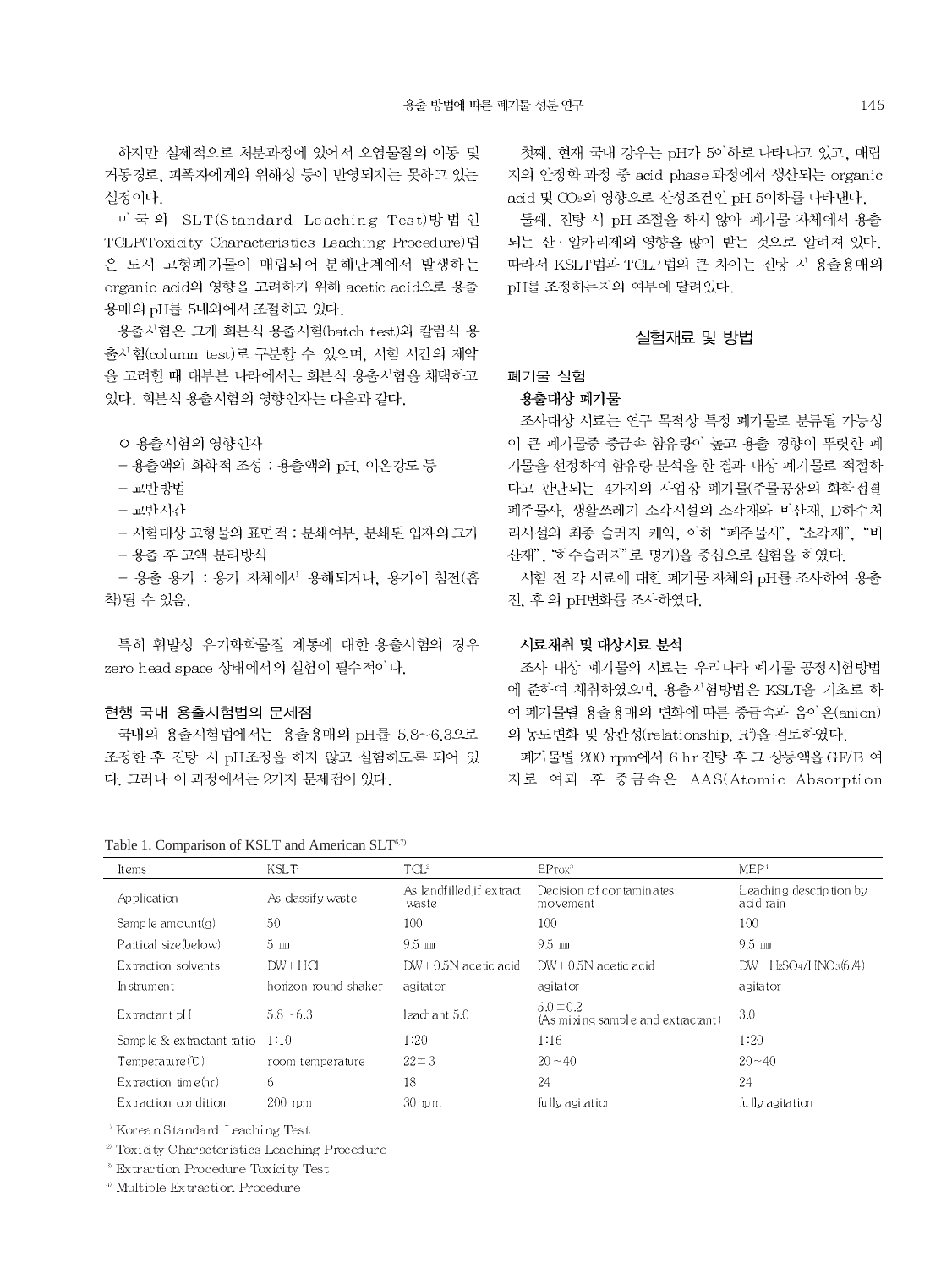하지만 실제적으로 처분과정에 있어서 오염물질의 이동 및 거동경로, 피폭자에게의 위해성 등이 반영되지는 못하고 있는 실정이다.

미국의 SLT(Standard Leaching Test)방법인 TCLP(Toxicity Characteristics Leaching Procedure)법은 도시 고형폐기물이 매립되어 분해단계에서 발생하는 organic acid의 영향을 고려하기 위해 acetic acid으로 용출 용매의 pH를 5내외에서 조절하고 있다.

용출시험은 크게 회분식 용출시험(batch test)와 칼럼식 용출시험(column test)로 구분할 수 있으며, 시험 시간의 제약을 고려할 때 대부분 나라에서는 회분식 용출시험을 채택하고 있다. 회분식 용출시험의 영향인자는 다음과 같다.

ㅇ 용출시험의 영향인자
- 용출액의 화학적 조성 : 용출액의 pH, 이온강도 등
- 교반방법
- 교반시간
- 시험대상 고형물의 표면적 : 분쇄여부, 분쇄된 입자의 크기
- 용출 후 고액 분리방식
- 용출 용기 : 용기 자체에서 용해되거나, 용기에 침전(흡착)될 수 있음.

특히 휘발성 유기화학물질 계통에 대한 용출시험의 경우 zero head space 상태에서의 실험이 필수적이다.

### 현행 국내 용출시험법의 문제점

국내의 용출시험법에서는 용출용매의 pH를 5.8~6.3으로 조정한 후 진탕 시 pH조정을 하지 않고 실험하도록 되어 있다. 그러나 이 과정에서는 2가지 문제점이 있다.

첫째, 현재 국내 강우는 pH가 5이하로 나타나고 있고, 매립지의 안정화 과정 중 acid phase 과정에서 생산되는 organic acid 및 $CO_2$의 영향으로 산성조건인 pH 5이하를 나타낸다.

둘째, 진탕 시 pH 조절을 하지 않아 폐기물 자체에서 용출되는 산·알카리제의 영향을 많이 받는 것으로 알려져 있다. 따라서 KSLT법과 TCLP 법의 큰 차이는 진탕 시 용출용매의 pH를 조정하는지의 여부에 달려있다.

## 실험재료 및 방법

### 폐기물 실험

#### 용출대상 폐기물

조사대상 시료는 연구 목적상 특정 폐기물로 분류될 가능성이 큰 폐기물중 중금속 함유량이 높고 용출 경향이 뚜렷한 폐기물을 선정하여 함유량 분석을 한 결과 대상 폐기물로 적절하다고 판단되는 4가지의 사업장 폐기물(주물공장의 화학전결 폐주물사, 생활쓰레기 소각시설의 소각재와 비산재, D하수처리시설의 최종 슬러지 케익, 이하 "폐주물사", "소각재", "비산재", "하수슬러지"로 명기)을 중심으로 실험을 하였다.

시험 전 각 시료에 대한 폐기물 자체의 pH를 조사하여 용출 전, 후 의 pH변화를 조사하였다.

### 시료채취 및 대상시료 분석

조사 대상 폐기물의 시료는 우리나라 폐기물 공정시험방법에 준하여 채취하였으며, 용출시험방법은 KSLT을 기초로 하여 폐기물별 용출용매의 변화에 따른 중금속과 음이온(anion)의 농도변화 및 상관성(relationship, $R^2$)을 검토하였다.

폐기물별 200 rpm에서 6 hr 진탕 후 그 상등액을 GF/B 여지로 여과 후 중금속은 AAS(Atomic Absorption

Table 1. Comparison of KSLT and American SLT[6,7]

| Items | KSLT[1] | TCL[2] | EPTOX[3] | MEP[4] |
|---|---|---|---|---|
| Application | As classify waste | As landfilled,if extract waste | Decision of contaminates movement | Leaching description by acid rain |
| Sample amount(g) | 50 | 100 | 100 | 100 |
| Partical size(below) | 5 ㎜ | 9.5 ㎜ | 9.5 ㎜ | 9.5 ㎜ |
| Extraction solvents | DW+HCl | DW+0.5N acetic acid | DW+0.5N acetic acid | DW+$H_2SO_4$/$HNO_3$(6/4) |
| Instrument | horizon round shaker | agitator | agitator | agitator |
| Extractant pH | 5.8~6.3 | leachant 5.0 | 5.0±0.2 (As mixing sample and extractant) | 3.0 |
| Sample & extractant ratio | 1:10 | 1:20 | 1:16 | 1:20 |
| Temperature(℃) | room temperature | 22±3 | 20~40 | 20~40 |
| Extraction time(hr) | 6 | 18 | 24 | 24 |
| Extraction condition | 200 rpm | 30 rpm | fully agitation | fully agitation |

[1] Korean Standard Leaching Test
[2] Toxicity Characteristics Leaching Procedure
[3] Extraction Procedure Toxicity Test
[4] Multiple Extraction Procedure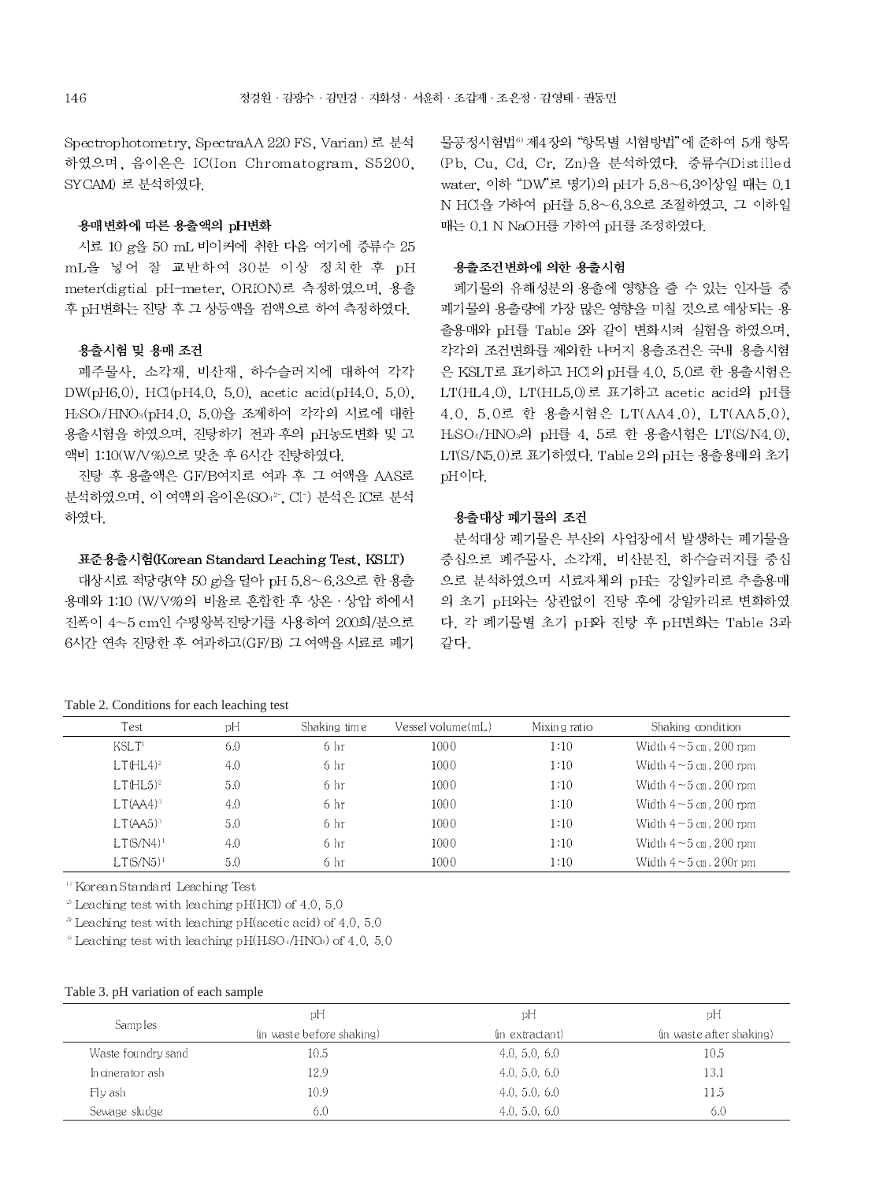Spectrophotometry, SpectraAA 220 FS, Varian) 로 분석하였으며, 음이온은 IC(Ion Chromatogram, S5200, SYCAM) 로 분석하였다.

### 용매변화에 따른 용출액의 pH변화

시료 10 g을 50 mL 비이커에 취한 다음 여기에 증류수 25 mL을 넣어 잘 교반하여 30분 이상 정치한 후 pH meter(digtial pH-meter, ORION)로 측정하였으며, 용출 후 pH변화는 진탕 후 그 상등액을 검액으로 하여 측정하였다.

### 용출시험 및 용매 조건

폐주물사, 소각재, 비산재, 하수슬러지에 대하여 각각 DW(pH6.0), HCl(pH4.0, 5.0), acetic acid(pH4.0, 5.0), $H_2SO_4$/$HNO_3$(pH4.0, 5.0)을 조제하여 각각의 시료에 대한 용출시험을 하였으며, 진탕하기 전과 후의 pH농도변화 및 고액비 1:10(W/V%)으로 맞춘 후 6시간 진탕하였다.

진탕 후 용출액은 GF/B여지로 여과 후 그 여액을 AAS로 분석하였으며, 이 여액의 음이온($SO_4^{2-}$, $Cl^-$) 분석은 IC로 분석하였다.

### 표준용출시험(Korean Standard Leaching Test, KSLT)

대상시료 적당량(약 50 g)을 달아 pH 5.8~6.3으로 한 용출용매와 1:10 (W/V%)의 비율로 혼합한 후 상온 · 상압 하에서 진폭이 4~5 cm인 수평왕복진탕기를 사용하여 200회/분으로 6시간 연속 진탕한 후 여과하고(GF/B) 그 여액을 시료로 폐기물공정시험법[6] 제4장의 "항목별 시험방법"에 준하여 5개 항목(Pb, Cu, Cd, Cr, Zn)을 분석하였다. 증류수(Distilled water, 이하 "DW"로 명기)의 pH가 5.8~6.3이상일 때는 0.1 N HCl을 가하여 pH를 5.8~6.3으로 조절하였고, 그 이하일 때는 0.1 N NaOH를 가하여 pH를 조정하였다.

### 용출조건변화에 의한 용출시험

폐기물의 유해성분의 용출에 영향을 줄 수 있는 인자들 중 폐기물의 용출량에 가장 많은 영향을 미칠 것으로 예상되는 용출용매와 pH를 Table 2와 같이 변화시켜 실험을 하였으며, 각각의 조건변화를 제외한 나머지 용출조건은 국내 용출시험은 KSLT로 표기하고 HCl의 pH를 4.0, 5.0로 한 용출시험은 LT(HL4.0), LT(HL5.0)로 표기하고 acetic acid의 pH를 4.0, 5.0로 한 용출시험은 LT(AA4.0), LT(AA5.0), $H_2SO_4$/$HNO_3$의 pH를 4, 5로 한 용출시험은 LT(S/N4.0), LT(S/N5.0)로 표기하였다. Table 2의 pH는 용출용매의 초기 pH이다.

### 용출대상 폐기물의 조건

분석대상 폐기물은 부산의 사업장에서 발생하는 폐기물을 중심으로 폐주물사, 소각재, 비산분진, 하수슬러지를 중심으로 분석하였으며 시료자체의 pH는 강알카리로 추출용매의 초기 pH와는 상관없이 진탕 후에 강알카리로 변화하였다. 각 폐기물별 초기 pH와 진탕 후 pH변화는 Table 3과 같다.

Table 2. Conditions for each leaching test

| Test | pH | Shaking time | Vessel volume(mL) | Mixing ratio | Shaking condition |
|---|---|---|---|---|---|
| KSLT[1] | 6.0 | 6 hr | 1000 | 1:10 | Width 4~5 ㎝, 200 rpm |
| LT(HL4)[2] | 4.0 | 6 hr | 1000 | 1:10 | Width 4~5 ㎝, 200 rpm |
| LT(HL5)[2] | 5.0 | 6 hr | 1000 | 1:10 | Width 4~5 ㎝, 200 rpm |
| LT(AA4)[3] | 4.0 | 6 hr | 1000 | 1:10 | Width 4~5 ㎝, 200 rpm |
| LT(AA5)[3] | 5.0 | 6 hr | 1000 | 1:10 | Width 4~5 ㎝, 200 rpm |
| LT(S/N4)[4] | 4.0 | 6 hr | 1000 | 1:10 | Width 4~5 ㎝, 200 rpm |
| LT(S/N5)[4] | 5.0 | 6 hr | 1000 | 1:10 | Width 4~5 ㎝, 200r pm |

[1] Korean Standard Leaching Test
[2] Leaching test with leaching pH(HCl) of 4.0, 5.0
[3] Leaching test with leaching pH(acetic acid) of 4.0, 5.0
[4] Leaching test with leaching pH($H_2SO_4$/$HNO_3$) of 4.0, 5.0

Table 3. pH variation of each sample

| Samples | pH (in waste before shaking) | pH (in extractant) | pH (in waste after shaking) |
|---|---|---|---|
| Waste foundry sand | 10.5 | 4.0, 5.0, 6.0 | 10.5 |
| Incinerator ash | 12.9 | 4.0, 5.0, 6.0 | 13.1 |
| Fly ash | 10.9 | 4.0, 5.0, 6.0 | 11.5 |
| Sewage sludge | 6.0 | 4.0, 5.0, 6.0 | 6.0 |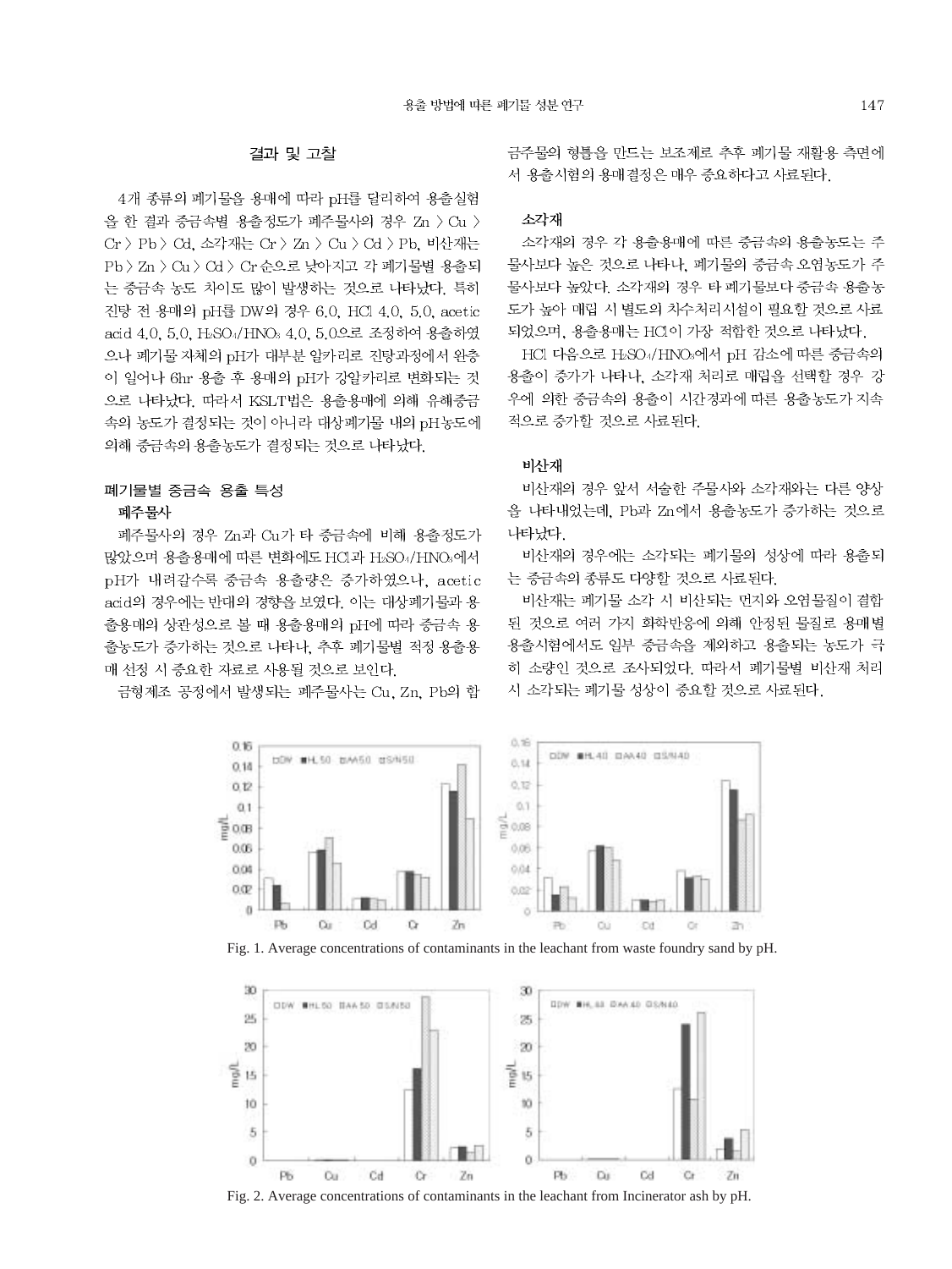## 결과 및 고찰

4개 종류의 폐기물을 용매에 따라 pH를 달리하여 용출실험을 한 결과 중금속별 용출정도가 폐주물사의 경우 Zn > Cu > Cr > Pb > Cd, 소각재는 Cr > Zn > Cu > Cd > Pb, 비산재는 Pb > Zn > Cu > Cd > Cr 순으로 낮아지고 각 폐기물별 용출되는 중금속 농도 차이도 많이 발생하는 것으로 나타났다. 특히 진탕 전 용매의 pH를 DW의 경우 6.0, HCl 4.0, 5.0, acetic acid 4.0, 5.0, $H_2SO_4/HNO_3$ 4.0, 5.0으로 조정하여 용출하였으나 폐기물 자체의 pH가 대부분 알카리로 진탕과정에서 완충이 일어나 6hr 용출 후 용매의 pH가 강알카리로 변화되는 것으로 나타났다. 따라서 KSLT법은 용출용매에 의해 유해중금속의 농도가 결정되는 것이 아니라 대상폐기물 내의 pH농도에 의해 중금속의 용출농도가 결정되는 것으로 나타났다.

### 폐기물별 중금속 용출 특성

#### 폐주물사

폐주물사의 경우 Zn과 Cu가 타 중금속에 비해 용출정도가 많았으며 용출용매에 따른 변화에도 HCl과 $H_2SO_4/HNO_3$에서 pH가 내려갈수록 중금속 용출량은 증가하였으나, acetic acid의 경우에는 반대의 경향을 보였다. 이는 대상폐기물과 용출용매의 상관성으로 볼 때 용출용매의 pH에 따라 중금속 용출농도가 증가하는 것으로 나타나, 추후 폐기물별 적정 용출용매 선정 시 중요한 자료로 사용될 것으로 보인다.

금형제조 공정에서 발생되는 폐주물사는 Cu, Zn, Pb의 합금주물의 형틀을 만드는 보조제로 추후 폐기물 재활용 측면에서 용출시험의 용매결정은 매우 중요하다고 사료된다.

#### 소각재

소각재의 경우 각 용출용매에 따른 중금속의 용출농도는 주물사보다 높은 것으로 나타나, 폐기물의 중금속 오염농도가 주물사보다 높았다. 소각재의 경우 타 폐기물보다 중금속 용출농도가 높아 매립 시 별도의 치수처리시설이 필요할 것으로 사료되었으며, 용출용매는 HCl이 가장 적합한 것으로 나타났다.

HCl 다음으로 $H_2SO_4/HNO_3$에서 pH 감소에 따른 중금속의 용출이 증가가 나타나, 소각재 처리로 매립을 선택할 경우 강우에 의한 중금속의 용출이 시간경과에 따른 용출농도가 지속적으로 증가할 것으로 사료된다.

#### 비산재

비산재의 경우 앞서 서술한 주물사와 소각재와는 다른 양상을 나타내었는데, Pb과 Zn에서 용출농도가 증가하는 것으로 나타났다.

비산재의 경우에는 소각되는 폐기물의 성상에 따라 용출되는 중금속의 종류도 다양할 것으로 사료된다.

비산재는 폐기물 소각 시 비산되는 먼지와 오염물질이 결합된 것으로 여러 가지 화학반응에 의해 안정된 물질로 용매별 용출시험에서도 일부 중금속을 제외하고 용출되는 농도가 극히 소량인 것으로 조사되었다. 따라서 폐기물별 비산재 처리 시 소각되는 폐기물 성상이 중요할 것으로 사료된다.

Fig. 1. Average concentrations of contaminants in the leachant from waste foundry sand by pH.

Fig. 2. Average concentrations of contaminants in the leachant from Incinerator ash by pH.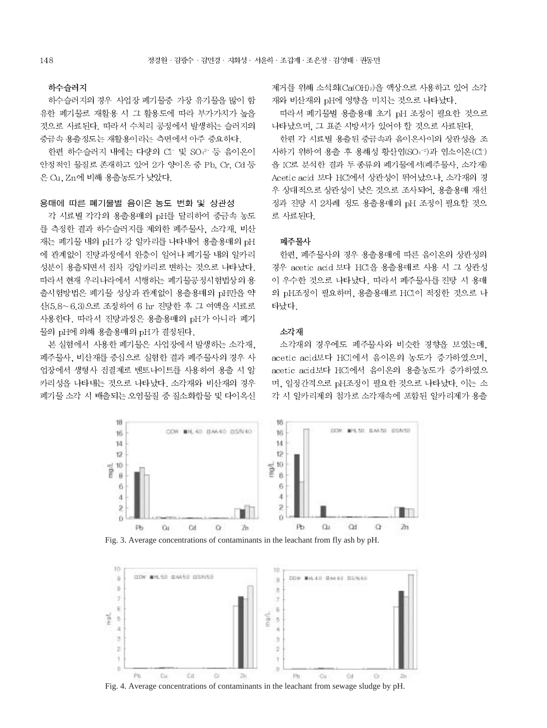### 하수슬러지

하수슬러지의 경우 사업장 폐기물중 가장 유기물을 많이 함유한 폐기물로 재활용 시 그 활용도에 따라 부가가치가 높을 것으로 사료된다. 따라서 수처리 공정에서 발생하는 슬러지의 중금속 용출정도는 재활용이라는 측면에서 아주 중요하다.

한편 하수슬러지 내에는 다량의 $Cl^-$ 및 $SO_4^{2-}$ 등 음이온이 안정적인 물질로 존재하고 있어 2가 양이온 중 Pb, Cr, Cd 등은 Cu, Zn에 비해 용출농도가 낮았다.

### 용매에 따른 폐기물별 음이온 농도 변화 및 상관성

각 시료별 각각의 용출용매의 pH를 달리하여 중금속 농도를 측정한 결과 하수슬러지를 제외한 폐주물사, 소각재, 비산재는 폐기물 내의 pH가 강 일카리를 나타내어 용출용매의 pH에 관계없이 진탕과정에서 완충이 일어나 폐기물 내의 알카리 성분이 용출되면서 점차 강알카리로 변하는 것으로 나타났다. 따라서 현재 우리나라에서 시행하는 폐기물공정시험법상의 용출시험방법은 폐기물 성상과 관계없이 용출용매의 pH만을 약산(5.8~6.3)으로 조정하여 6 hr 진탕한 후 그 여액을 시료로 사용한다. 따라서 진탕과정은 용출용매의 pH가 아니라 폐기물의 pH에 의해 용출용매의 pH가 결정된다.

본 실험에서 사용한 폐기물은 사업장에서 발생하는 소각재, 폐주물사, 비산재를 중심으로 실험한 결과 폐주물사의 경우 사업장에서 생형사 점결제로 벤토나이트를 사용하여 용출 시 알카리성을 나타내는 것으로 나타났다. 소각재와 비산재의 경우 폐기물 소각 시 배출되는 오염물질 중 질소화합물 및 다이옥신 제거를 위해 소석회($Ca(OH)_2$)을 액상으로 사용하고 있어 소각재와 비산재의 pH에 영향을 미치는 것으로 나타났다.

따라서 폐기물별 용출용매 초기 pH 조정이 필요한 것으로 나타났으며, 그 표준 시방서가 있어야 할 것으로 사료된다.

한편 각 시료별 용출된 중금속과 음이온사이의 상관성을 조사하기 위하여 용출 후 용해성 황산염($SO_4^{-2}$)과 염소이온($Cl^-$)을 IC로 분석한 결과 두 종류의 폐기물에서(폐주물사, 소각재) Acetic acid 보다 HCl에서 상관성이 뛰어났으나, 소각재의 경우 상대적으로 상관성이 낮은 것으로 조사되어, 용출용매 재선정과 진탕 시 2차례 정도 용출용매의 pH 조정이 필요할 것으로 사료된다.

### 폐주물사

한편, 폐주물사의 경우 용출용매에 따른 음이온의 상관성의 경우 acetic acid 보다 HCl을 용출용매로 사용 시 그 상관성이 우수한 것으로 나타났다. 따라서 폐주물사를 진탕 시 용매의 pH조정이 필요하며, 용출용매로 HCl이 적정한 것으로 나타났다.

### 소각재

소각재의 경우에도 폐주물사와 비슷한 경향을 보였는데, acetic acid보다 HCl에서 음이온의 농도가 증가하였으며, acetic acid보다 HCl에서 음이온의 용출농도가 증가하였으며, 일정간격으로 pH조정이 필요한 것으로 나타났다. 이는 소각 시 알카리제의 첨가로 소각재속에 포함된 알카리제가 용출

Fig. 3. Average concentrations of contaminants in the leachant from fly ash by pH.

Fig. 4. Average concentrations of contaminants in the leachant from sewage sludge by pH.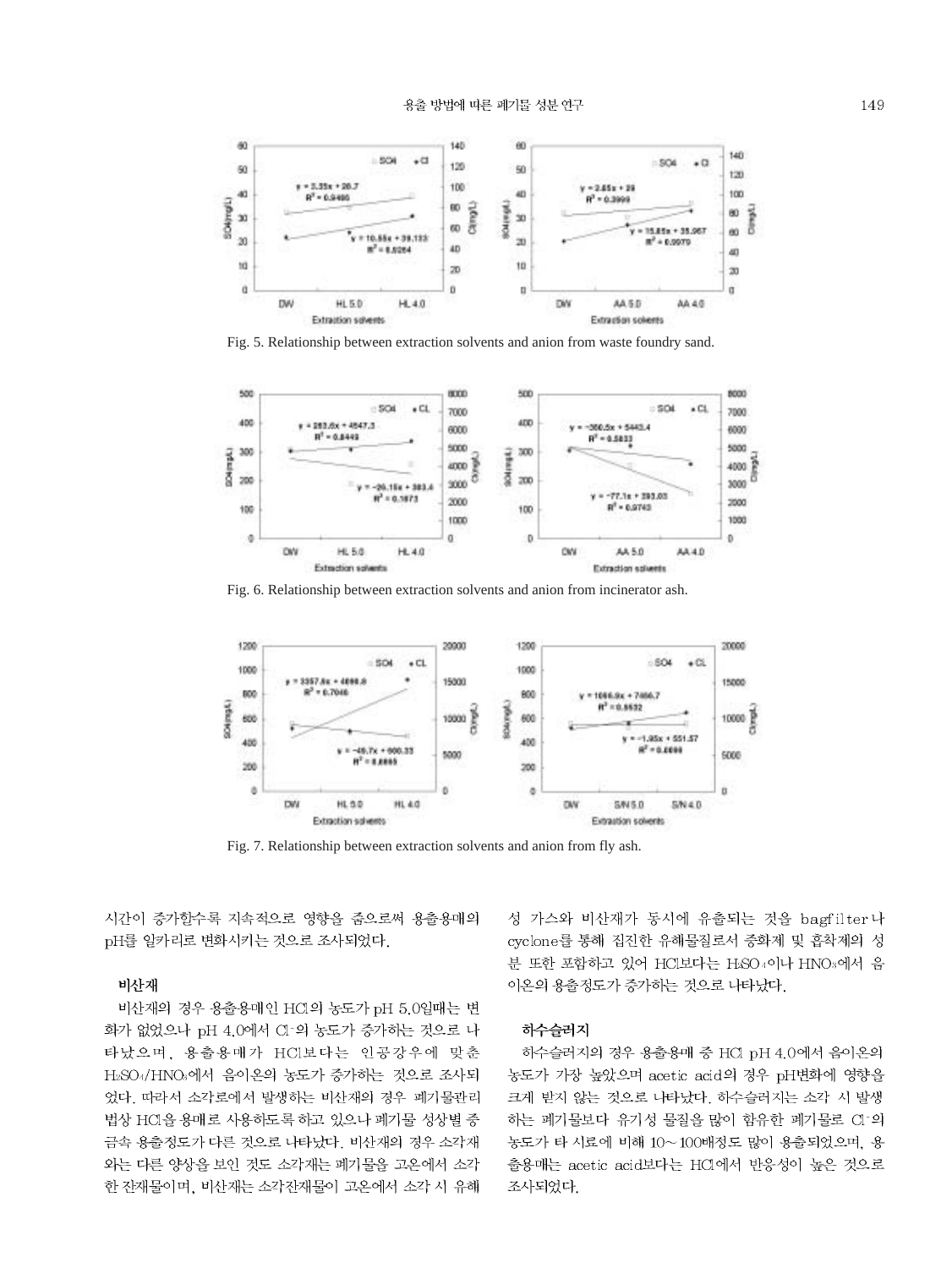Fig. 5. Relationship between extraction solvents and anion from waste foundry sand.

Fig. 6. Relationship between extraction solvents and anion from incinerator ash.

Fig. 7. Relationship between extraction solvents and anion from fly ash.

시간이 증가할수록 지속적으로 영향을 줌으로써 용출용매의 pH를 알카리로 변화시키는 것으로 조사되었다.

### 비산재

비산재의 경우 용출용매인 HCl의 농도가 pH 5.0일때는 변화가 없었으나 pH 4.0에서 $Cl^-$의 농도가 증가하는 것으로 나타났으며, 용출용매가 HCl보다는 인공강우에 맞춘 $H_2SO_4$/$HNO_3$에서 음이온의 농도가 증가하는 것으로 조사되었다. 따라서 소각로에서 발생하는 비산재의 경우 폐기물관리법상 HCl을 용매로 사용하도록 하고 있으나 폐기물 성상별 중금속 용출정도가 다른 것으로 나타났다. 비산재의 경우 소각재와는 다른 양상을 보인 것도 소각재는 폐기물을 고온에서 소각한 잔재물이며, 비산재는 소각잔재물이 고온에서 소각 시 유해성 가스와 비산재가 동시에 유출되는 것을 bagfilter나 cyclone를 통해 집진한 유해물질로서 중화제 및 흡착제의 성분 또한 포함하고 있어 HCl보다는 $H_2SO_4$이나 $HNO_3$에서 음이온의 용출정도가 증가하는 것으로 나타났다.

### 하수슬러지

하수슬러지의 경우 용출용매 중 HCl pH 4.0에서 음이온의 농도가 가장 높았으며 acetic acid의 경우 pH변화에 영향을 크게 받지 않는 것으로 나타났다. 하수슬러지는 소각 시 발생하는 폐기물보다 유기성 물질을 많이 함유한 폐기물로 $Cl^-$의 농도가 타 시료에 비해 10~100배정도 많이 용출되었으며, 용출용매는 acetic acid보다는 HCl에서 반응성이 높은 것으로 조사되었다.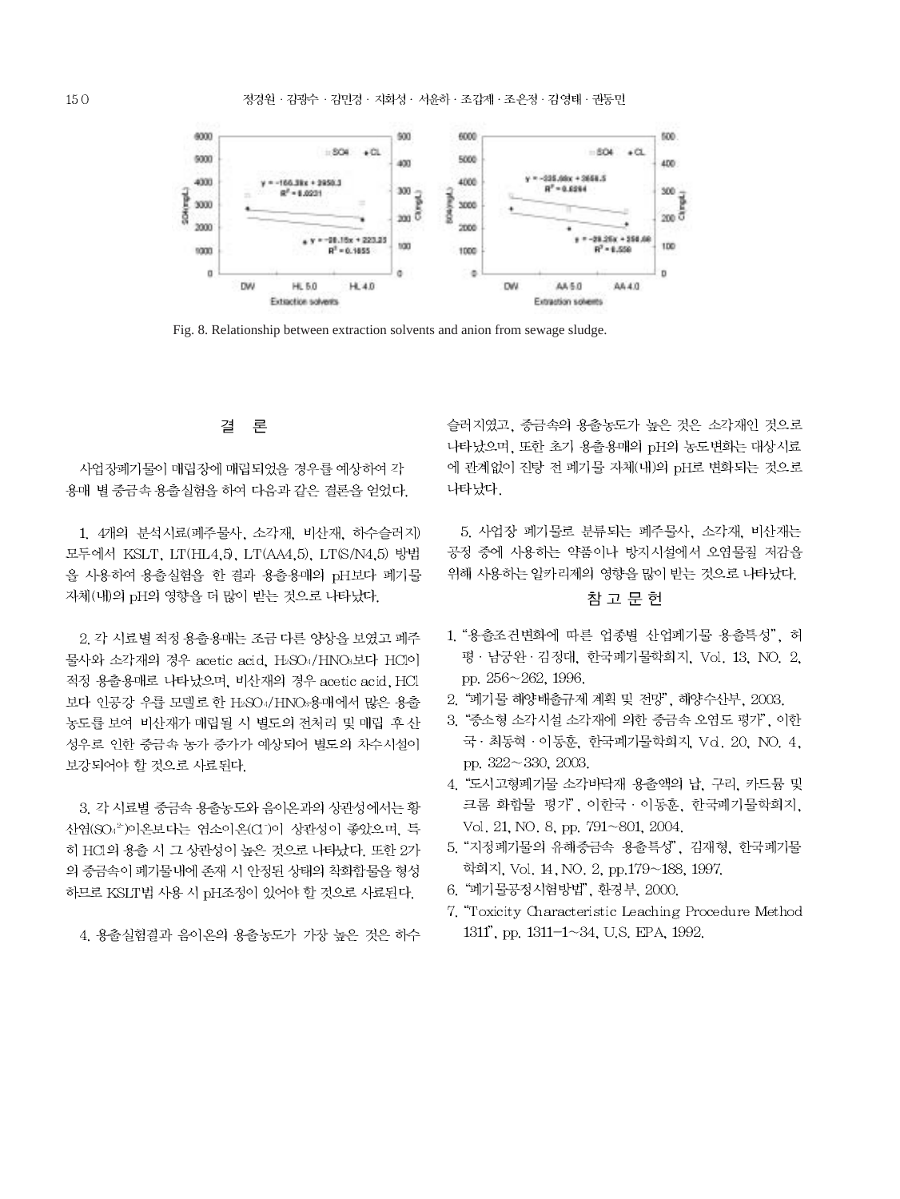6000
5000
4000
3000
2000
1000
0
SO4(mg/L)
SO4 • CL
y = -166.39x + 2950.3
$R^2$ = 0.0231
y = -26.15x + 223.23
$R^2$ = 0.1655
DW HL 5.0 HL 4.0
Extraction solvents
500
400
300
200
100
0
Cl(mg/L)

6000
5000
4000
3000
2000
1000
0
SO4(mg/L)
SO4 • CL
y = -335.66x + 3658.5
$R^2$ = 0.5264
y = -29.25x + 258.66
$R^2$ = 0.559
DW AA 5.0 AA 4.0
Extraction solvents
500
400
300
200
100
0
Cl(mg/L)

Fig. 8. Relationship between extraction solvents and anion from sewage sludge.

## 결 론

사업장폐기물이 매립장에 매립되었을 경우를 예상하여 각 용매 별 중금속 용출실험을 하여 다음과 같은 결론을 얻었다.

1. 4개의 분석시료(폐주물사, 소각재, 비산재, 하수슬러지) 모두에서 KSLT, LT(HL4,5), LT(AA4,5), LT(S/N4,5) 방법을 사용하여 용출실험을 한 결과 용출용매의 pH보다 폐기물 자체(내)의 pH의 영향을 더 많이 받는 것으로 나타났다.

2. 각 시료별 적정 용출용매는 조금 다른 양상을 보였고 폐주물사와 소각재의 경우 acetic acid, $H_2SO_4$/$HNO_3$보다 HCl이 적정 용출용매로 나타났으며, 비산재의 경우 acetic acid, HCl 보다 인공강 우를 모델로 한 $H_2SO_4$/$HNO_3$용매에서 많은 용출농도를 보여 비산재가 매립될 시 별도의 전처리 및 매립 후 산성우로 인한 중금속 농가 증가가 예상되어 별도의 차수시설이 보강되어야 할 것으로 사료된다.

3. 각 시료별 중금속 용출농도와 음이온과의 상관성에서는 황산염($SO_4^{2-}$)이온보다는 염소이온($Cl^-$)이 상관성이 좋았으며, 특히 HCl의 용출 시 그 상관성이 높은 것으로 나타났다. 또한 2가의 중금속이 폐기물내에 존재 시 안정된 상태의 착화합물을 형성하므로 KSLT법 사용 시 pH조정이 있어야 할 것으로 사료된다.

4. 용출실험결과 음이온의 용출농도가 가장 높은 것은 하수슬러지였고, 중금속의 용출농도가 높은 것은 소각재인 것으로 나타났으며, 또한 초기 용출용매의 pH의 농도변화는 대상시료에 관계없이 진탕 전 폐기물 자체(내)의 pH로 변화되는 것으로 나타났다.

5. 사업장 폐기물로 분류되는 폐주물사, 소각재, 비산재는 공정 중에 사용하는 약품이나 방지시설에서 오염물질 저감을 위해 사용하는 알카리제의 영향을 많이 받는 것으로 나타났다.

## 참 고 문 헌

1. "용출조건변화에 따른 업종별 산업폐기물 용출특성", 허평 · 남궁완 · 김정대, 한국폐기물학회지, Vol. 13, NO. 2, pp. 256~262, 1996.
2. "폐기물 해양배출규제 계획 및 전망", 해양수산부, 2003.
3. "중소형 소각시설 소각재에 의한 중금속 오염도 평가", 이한국 · 최동혁 · 이동훈, 한국폐기물학회지, Vol. 20, NO. 4, pp. 322~330, 2003.
4. "도시고형폐기물 소각바닥재 용출액의 납, 구리, 카드뮴 및 크롬 화합물 평가", 이한국 · 이동훈, 한국폐기물학회지, Vol. 21, NO. 8, pp. 791~801, 2004.
5. "지정폐기물의 유해중금속 용출특성", 김재형, 한국폐기물학회지, Vol. 14, NO. 2, pp.179~188, 1997.
6. "폐기물공정시험방법", 환경부, 2000.
7. "Toxicity Characteristic Leaching Procedure Method 1311", pp. 1311-1~34, U.S. EPA, 1992.